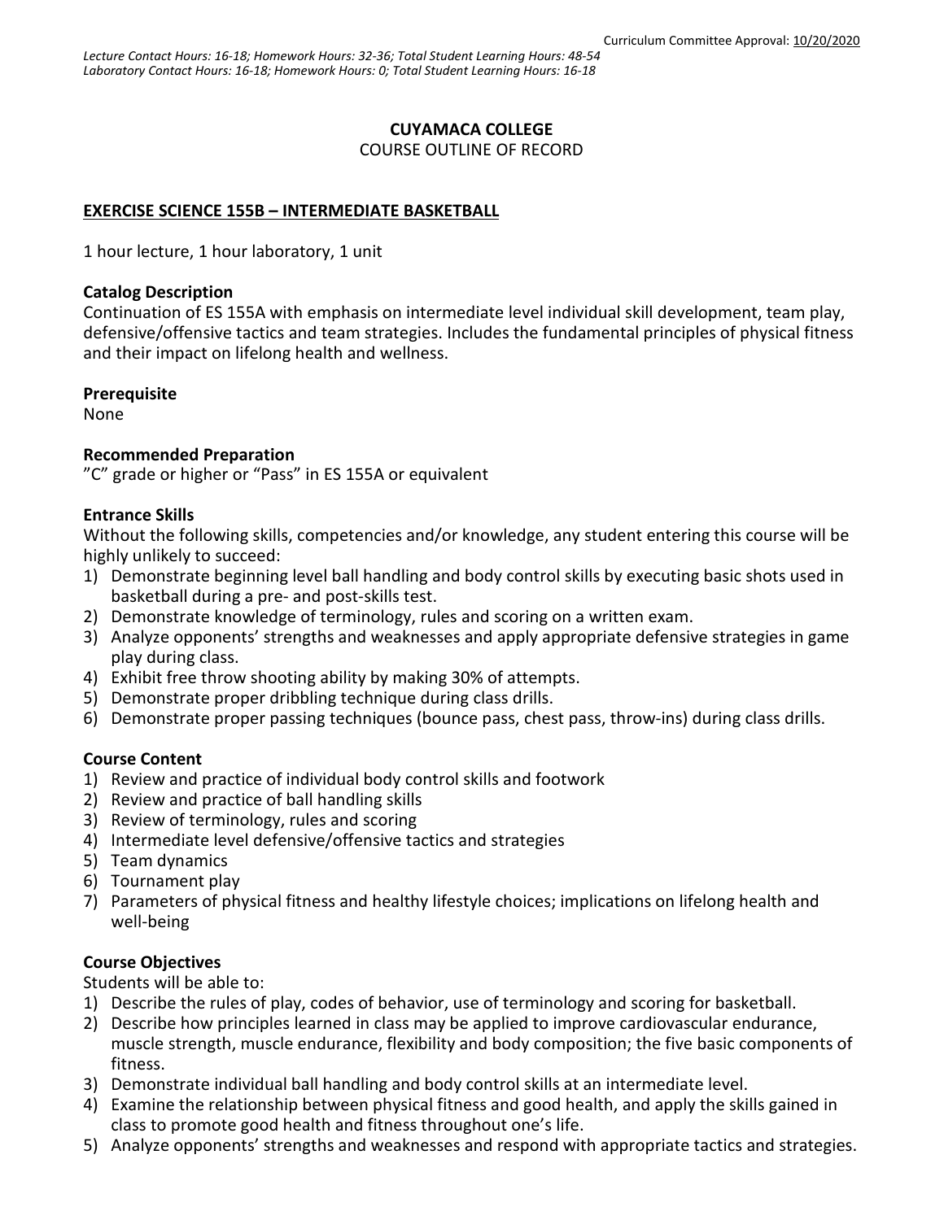Curriculum Committee Approval: 10/20/2020

*Lecture Contact Hours: 16-18; Homework Hours: 32-36; Total Student Learning Hours: 48-54*
*Laboratory Contact Hours: 16-18; Homework Hours: 0; Total Student Learning Hours: 16-18*

# CUYAMACA COLLEGE

COURSE OUTLINE OF RECORD

## EXERCISE SCIENCE 155B – INTERMEDIATE BASKETBALL

1 hour lecture, 1 hour laboratory, 1 unit

### Catalog Description

Continuation of ES 155A with emphasis on intermediate level individual skill development, team play, defensive/offensive tactics and team strategies. Includes the fundamental principles of physical fitness and their impact on lifelong health and wellness.

### Prerequisite

None

### Recommended Preparation

"C" grade or higher or "Pass" in ES 155A or equivalent

### Entrance Skills

Without the following skills, competencies and/or knowledge, any student entering this course will be highly unlikely to succeed:

1) Demonstrate beginning level ball handling and body control skills by executing basic shots used in basketball during a pre- and post-skills test.
2) Demonstrate knowledge of terminology, rules and scoring on a written exam.
3) Analyze opponents' strengths and weaknesses and apply appropriate defensive strategies in game play during class.
4) Exhibit free throw shooting ability by making 30% of attempts.
5) Demonstrate proper dribbling technique during class drills.
6) Demonstrate proper passing techniques (bounce pass, chest pass, throw-ins) during class drills.

### Course Content

1) Review and practice of individual body control skills and footwork
2) Review and practice of ball handling skills
3) Review of terminology, rules and scoring
4) Intermediate level defensive/offensive tactics and strategies
5) Team dynamics
6) Tournament play
7) Parameters of physical fitness and healthy lifestyle choices; implications on lifelong health and well-being

### Course Objectives

Students will be able to:

1) Describe the rules of play, codes of behavior, use of terminology and scoring for basketball.
2) Describe how principles learned in class may be applied to improve cardiovascular endurance, muscle strength, muscle endurance, flexibility and body composition; the five basic components of fitness.
3) Demonstrate individual ball handling and body control skills at an intermediate level.
4) Examine the relationship between physical fitness and good health, and apply the skills gained in class to promote good health and fitness throughout one's life.
5) Analyze opponents' strengths and weaknesses and respond with appropriate tactics and strategies.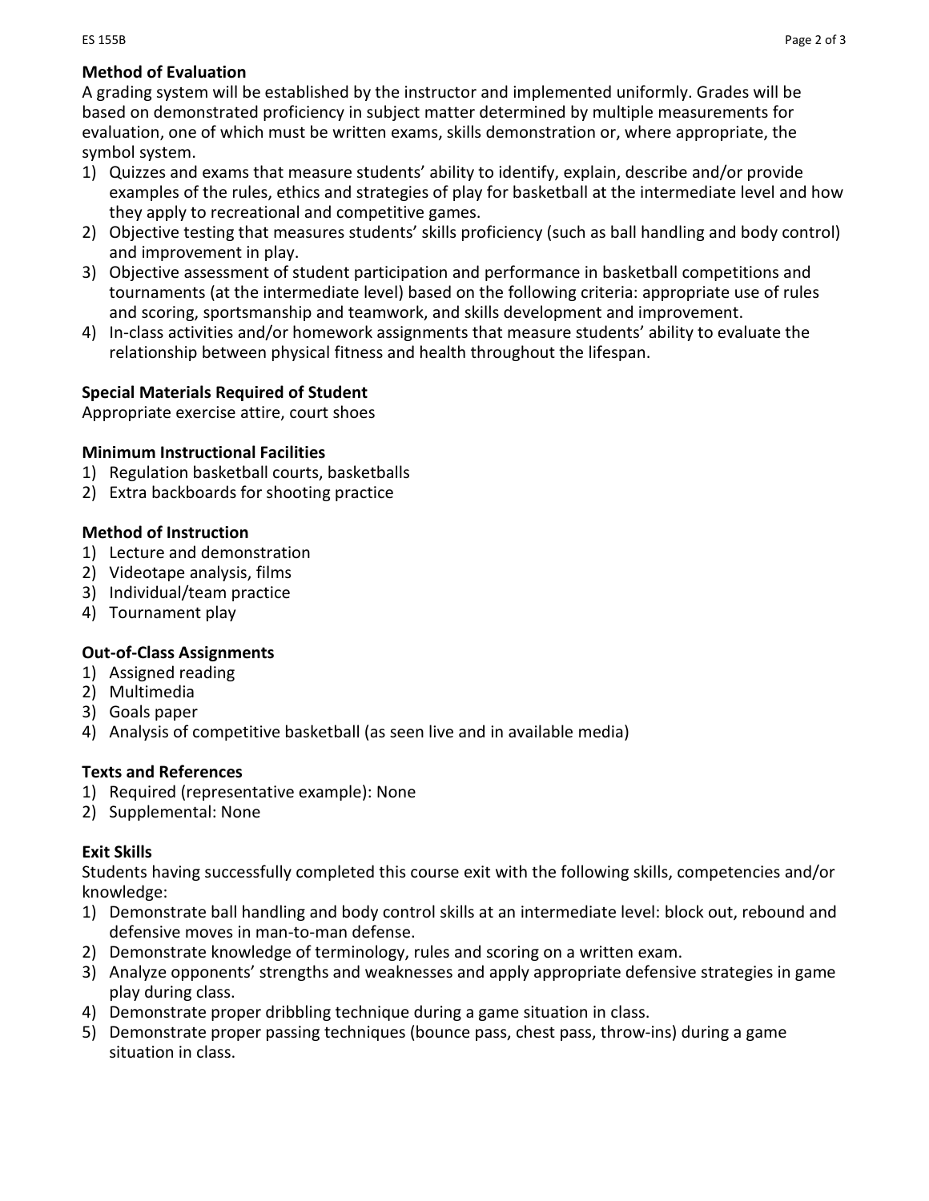**Method of Evaluation**

A grading system will be established by the instructor and implemented uniformly. Grades will be based on demonstrated proficiency in subject matter determined by multiple measurements for evaluation, one of which must be written exams, skills demonstration or, where appropriate, the symbol system.

1) Quizzes and exams that measure students' ability to identify, explain, describe and/or provide examples of the rules, ethics and strategies of play for basketball at the intermediate level and how they apply to recreational and competitive games.
2) Objective testing that measures students' skills proficiency (such as ball handling and body control) and improvement in play.
3) Objective assessment of student participation and performance in basketball competitions and tournaments (at the intermediate level) based on the following criteria: appropriate use of rules and scoring, sportsmanship and teamwork, and skills development and improvement.
4) In-class activities and/or homework assignments that measure students' ability to evaluate the relationship between physical fitness and health throughout the lifespan.

**Special Materials Required of Student**

Appropriate exercise attire, court shoes

**Minimum Instructional Facilities**

1) Regulation basketball courts, basketballs
2) Extra backboards for shooting practice

**Method of Instruction**

1) Lecture and demonstration
2) Videotape analysis, films
3) Individual/team practice
4) Tournament play

**Out-of-Class Assignments**

1) Assigned reading
2) Multimedia
3) Goals paper
4) Analysis of competitive basketball (as seen live and in available media)

**Texts and References**

1) Required (representative example): None
2) Supplemental: None

**Exit Skills**

Students having successfully completed this course exit with the following skills, competencies and/or knowledge:

1) Demonstrate ball handling and body control skills at an intermediate level: block out, rebound and defensive moves in man-to-man defense.
2) Demonstrate knowledge of terminology, rules and scoring on a written exam.
3) Analyze opponents' strengths and weaknesses and apply appropriate defensive strategies in game play during class.
4) Demonstrate proper dribbling technique during a game situation in class.
5) Demonstrate proper passing techniques (bounce pass, chest pass, throw-ins) during a game situation in class.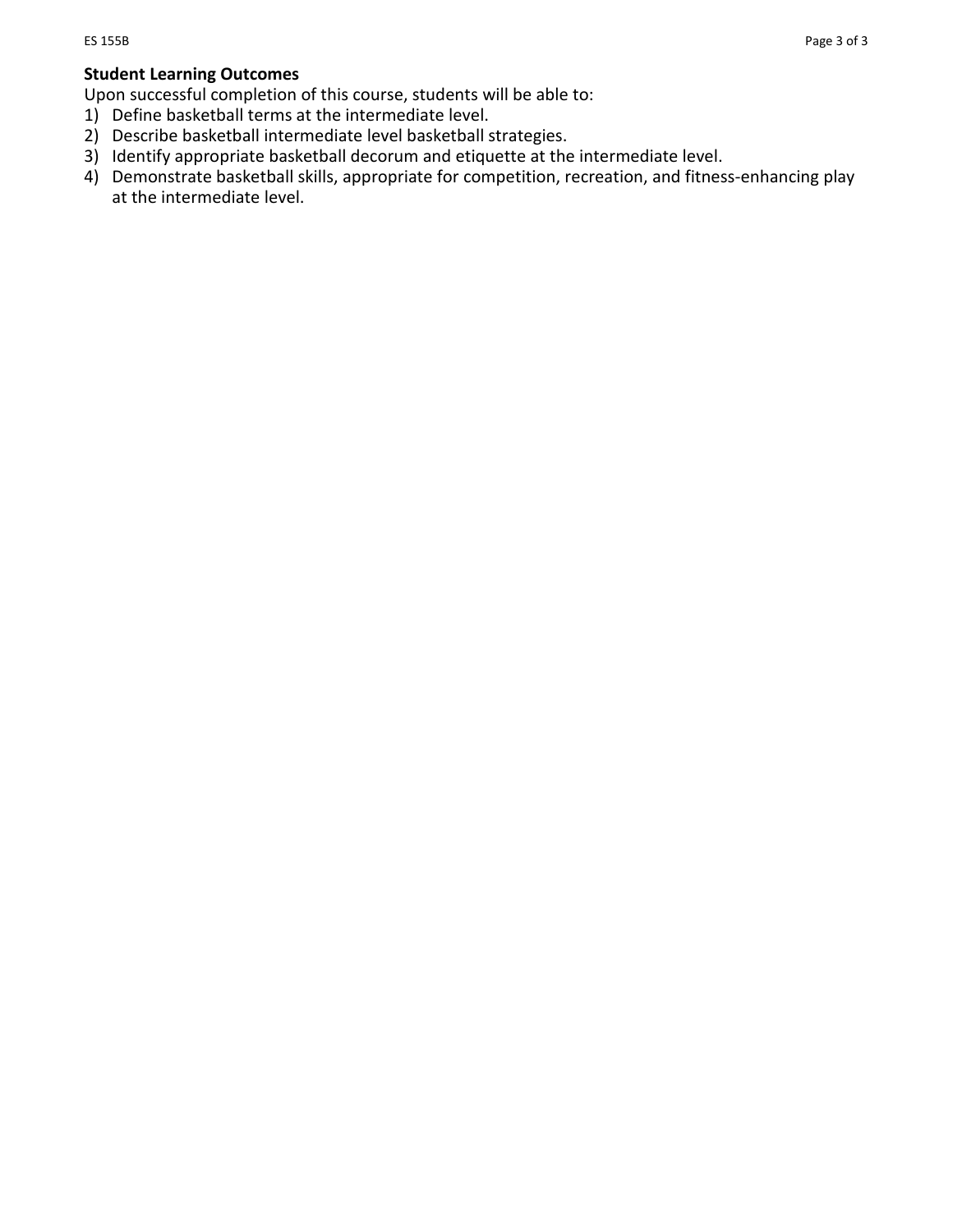**Student Learning Outcomes**

Upon successful completion of this course, students will be able to:

1) Define basketball terms at the intermediate level.
2) Describe basketball intermediate level basketball strategies.
3) Identify appropriate basketball decorum and etiquette at the intermediate level.
4) Demonstrate basketball skills, appropriate for competition, recreation, and fitness-enhancing play at the intermediate level.